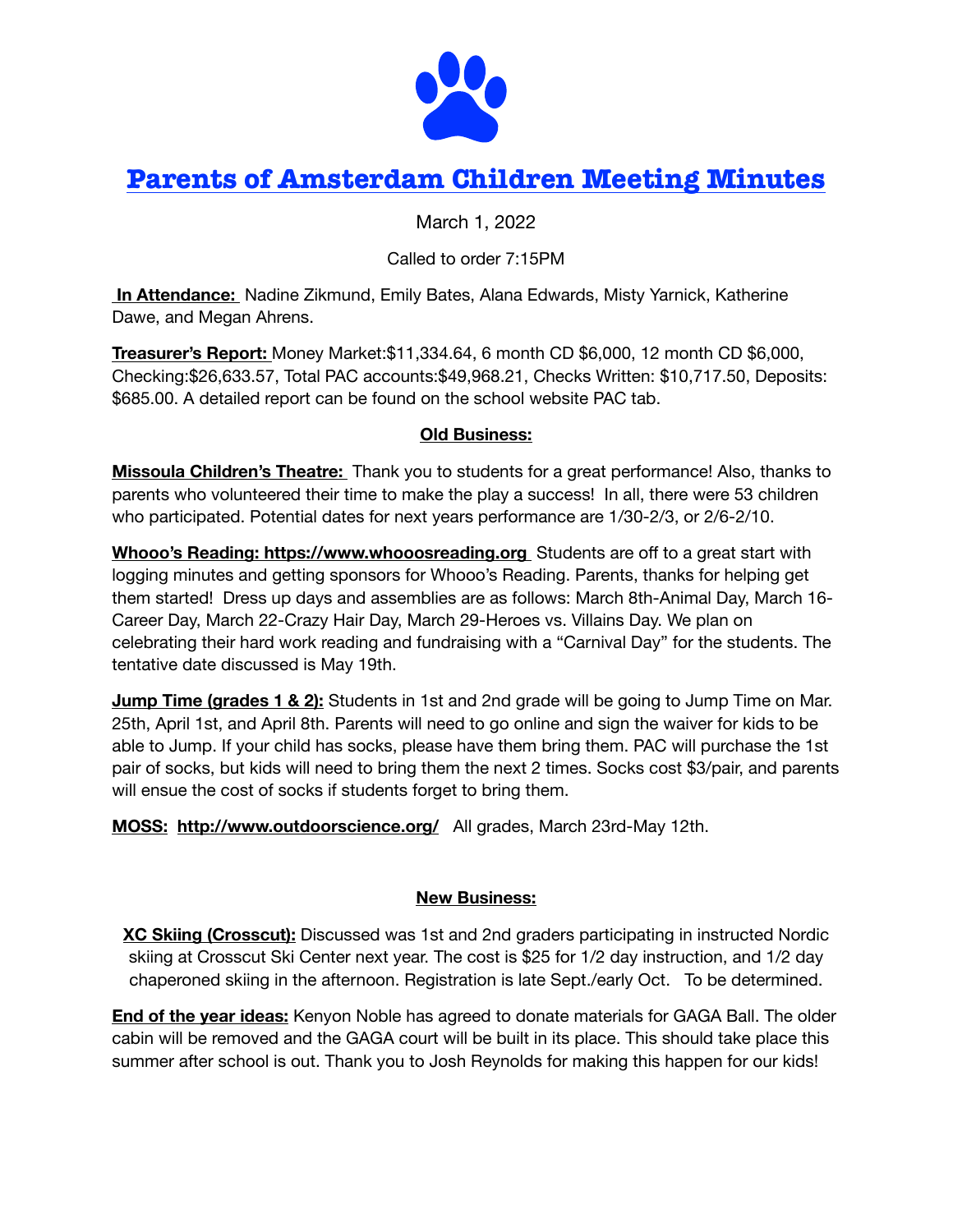# Parents of Amsterdam Children Meeting Minutes

March 1, 2022

Called to order 7:15PM

**In Attendance:** Nadine Zikmund, Emily Bates, Alana Edwards, Misty Yarnick, Katherine Dawe, and Megan Ahrens.

**Treasurer's Report:** Money Market:$11,334.64, 6 month CD $6,000, 12 month CD $6,000, Checking:$26,633.57, Total PAC accounts:$49,968.21, Checks Written: $10,717.50, Deposits: $685.00. A detailed report can be found on the school website PAC tab.

## Old Business:

**Missoula Children's Theatre:** Thank you to students for a great performance! Also, thanks to parents who volunteered their time to make the play a success! In all, there were 53 children who participated. Potential dates for next years performance are 1/30-2/3, or 2/6-2/10.

**Whooo's Reading: https://www.whooosreading.org** Students are off to a great start with logging minutes and getting sponsors for Whooo's Reading. Parents, thanks for helping get them started! Dress up days and assemblies are as follows: March 8th-Animal Day, March 16-Career Day, March 22-Crazy Hair Day, March 29-Heroes vs. Villains Day. We plan on celebrating their hard work reading and fundraising with a "Carnival Day" for the students. The tentative date discussed is May 19th.

**Jump Time (grades 1 & 2):** Students in 1st and 2nd grade will be going to Jump Time on Mar. 25th, April 1st, and April 8th. Parents will need to go online and sign the waiver for kids to be able to Jump. If your child has socks, please have them bring them. PAC will purchase the 1st pair of socks, but kids will need to bring them the next 2 times. Socks cost $3/pair, and parents will ensue the cost of socks if students forget to bring them.

**MOSS:** **http://www.outdoorscience.org/** All grades, March 23rd-May 12th.

## New Business:

**XC Skiing (Crosscut):** Discussed was 1st and 2nd graders participating in instructed Nordic skiing at Crosscut Ski Center next year. The cost is $25 for 1/2 day instruction, and 1/2 day chaperoned skiing in the afternoon. Registration is late Sept./early Oct. To be determined.

**End of the year ideas:** Kenyon Noble has agreed to donate materials for GAGA Ball. The older cabin will be removed and the GAGA court will be built in its place. This should take place this summer after school is out. Thank you to Josh Reynolds for making this happen for our kids!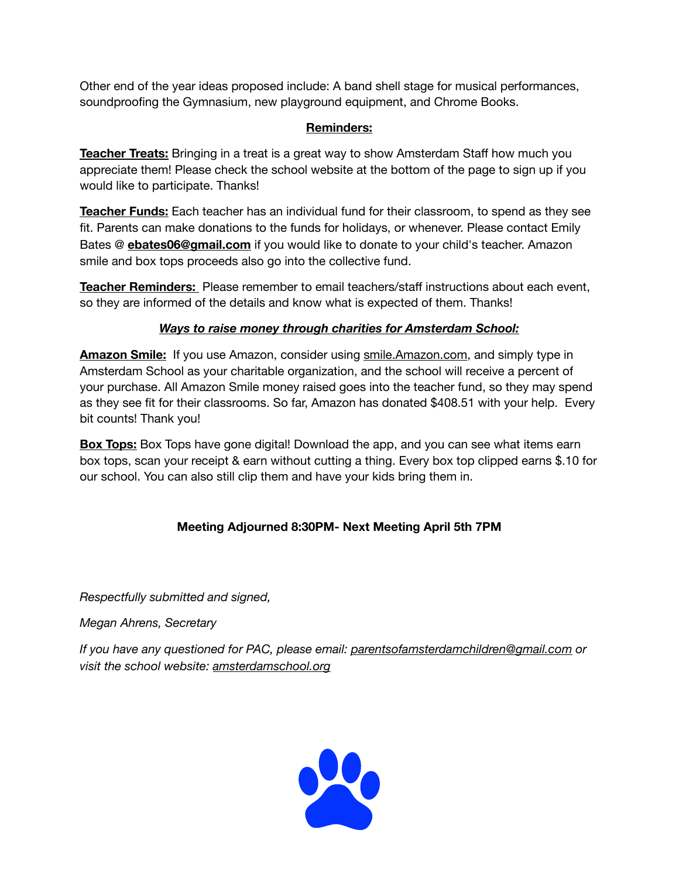Other end of the year ideas proposed include: A band shell stage for musical performances, soundproofing the Gymnasium, new playground equipment, and Chrome Books.

## **Reminders:**

**Teacher Treats:** Bringing in a treat is a great way to show Amsterdam Staff how much you appreciate them! Please check the school website at the bottom of the page to sign up if you would like to participate. Thanks!

**Teacher Funds:** Each teacher has an individual fund for their classroom, to spend as they see fit. Parents can make donations to the funds for holidays, or whenever. Please contact Emily Bates @ **ebates06@gmail.com** if you would like to donate to your child's teacher. Amazon smile and box tops proceeds also go into the collective fund.

**Teacher Reminders:** Please remember to email teachers/staff instructions about each event, so they are informed of the details and know what is expected of them. Thanks!

### ***Ways to raise money through charities for Amsterdam School:***

**Amazon Smile:** If you use Amazon, consider using smile.Amazon.com, and simply type in Amsterdam School as your charitable organization, and the school will receive a percent of your purchase. All Amazon Smile money raised goes into the teacher fund, so they may spend as they see fit for their classrooms. So far, Amazon has donated $408.51 with your help. Every bit counts! Thank you!

**Box Tops:** Box Tops have gone digital! Download the app, and you can see what items earn box tops, scan your receipt & earn without cutting a thing. Every box top clipped earns $.10 for our school. You can also still clip them and have your kids bring them in.

**Meeting Adjourned 8:30PM- Next Meeting April 5th 7PM**

*Respectfully submitted and signed,*

*Megan Ahrens, Secretary*

*If you have any questioned for PAC, please email: parentsofamsterdamchildren@gmail.com or visit the school website: amsterdamschool.org*